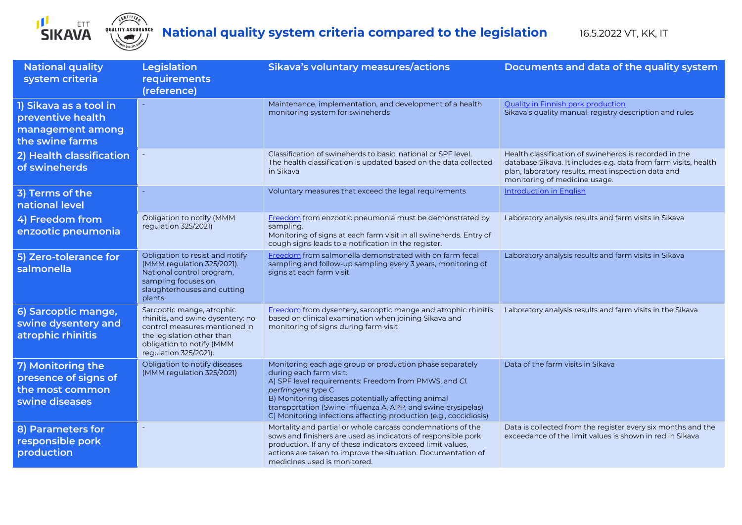# National quality system criteria compared to the legislation

16.5.2022 VT, KK, IT

| National quality system criteria | Legislation requirements (reference) | Sikava's voluntary measures/actions | Documents and data of the quality system |
|---|---|---|---|
| **1) Sikava as a tool in preventive health management among the swine farms** | - | Maintenance, implementation, and development of a health monitoring system for swineherds | Quality in Finnish pork production<br>Sikava's quality manual, registry description and rules |
| **2) Health classification of swineherds** | - | Classification of swineherds to basic, national or SPF level. The health classification is updated based on the data collected in Sikava | Health classification of swineherds is recorded in the database Sikava. It includes e.g. data from farm visits, health plan, laboratory results, meat inspection data and monitoring of medicine usage. |
| **3) Terms of the national level** | - | Voluntary measures that exceed the legal requirements | Introduction in English |
| **4) Freedom from enzootic pneumonia** | Obligation to notify (MMM regulation 325/2021) | Freedom from enzootic pneumonia must be demonstrated by sampling.<br>Monitoring of signs at each farm visit in all swineherds. Entry of cough signs leads to a notification in the register. | Laboratory analysis results and farm visits in Sikava |
| **5) Zero-tolerance for salmonella** | Obligation to resist and notify (MMM regulation 325/2021). National control program, sampling focuses on slaughterhouses and cutting plants. | Freedom from salmonella demonstrated with on farm fecal sampling and follow-up sampling every 3 years, monitoring of signs at each farm visit | Laboratory analysis results and farm visits in Sikava |
| **6) Sarcoptic mange, swine dysentery and atrophic rhinitis** | Sarcoptic mange, atrophic rhinitis, and swine dysentery: no control measures mentioned in the legislation other than obligation to notify (MMM regulation 325/2021). | Freedom from dysentery, sarcoptic mange and atrophic rhinitis based on clinical examination when joining Sikava and monitoring of signs during farm visit | Laboratory analysis results and farm visits in the Sikava |
| **7) Monitoring the presence of signs of the most common swine diseases** | Obligation to notify diseases (MMM regulation 325/2021) | Monitoring each age group or production phase separately during each farm visit.<br>A) SPF level requirements: Freedom from PMWS, and *Cl. perfringens* type C<br>B) Monitoring diseases potentially affecting animal transportation (Swine influenza A, APP, and swine erysipelas)<br>C) Monitoring infections affecting production (e.g., coccidiosis) | Data of the farm visits in Sikava |
| **8) Parameters for responsible pork production** | - | Mortality and partial or whole carcass condemnations of the sows and finishers are used as indicators of responsible pork production. If any of these indicators exceed limit values, actions are taken to improve the situation. Documentation of medicines used is monitored. | Data is collected from the register every six months and the exceedance of the limit values is shown in red in Sikava |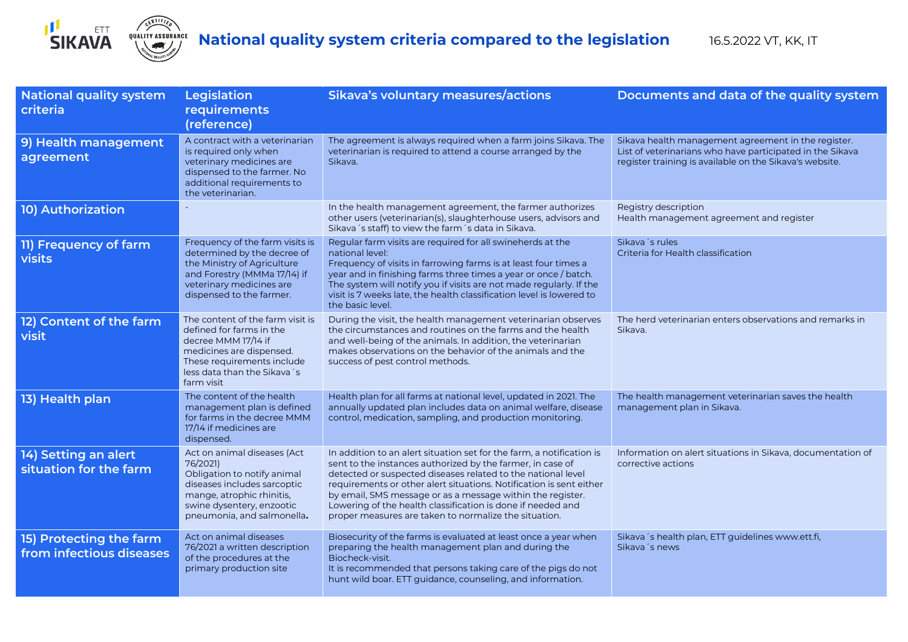# National quality system criteria compared to the legislation

16.5.2022 VT, KK, IT

| National quality system criteria | Legislation requirements (reference) | Sikava's voluntary measures/actions | Documents and data of the quality system |
|---|---|---|---|
| 9) Health management agreement | A contract with a veterinarian is required only when veterinary medicines are dispensed to the farmer. No additional requirements to the veterinarian. | The agreement is always required when a farm joins Sikava. The veterinarian is required to attend a course arranged by the Sikava. | Sikava health management agreement in the register. List of veterinarians who have participated in the Sikava register training is available on the Sikava's website. |
| 10) Authorization | - | In the health management agreement, the farmer authorizes other users (veterinarian(s), slaughterhouse users, advisors and Sikava´s staff) to view the farm´s data in Sikava. | Registry description<br>Health management agreement and register |
| 11) Frequency of farm visits | Frequency of the farm visits is determined by the decree of the Ministry of Agriculture and Forestry (MMMa 17/14) if veterinary medicines are dispensed to the farmer. | Regular farm visits are required for all swineherds at the national level:<br>Frequency of visits in farrowing farms is at least four times a year and in finishing farms three times a year or once / batch. The system will notify you if visits are not made regularly. If the visit is 7 weeks late, the health classification level is lowered to the basic level. | Sikava´s rules<br>Criteria for Health classification |
| 12) Content of the farm visit | The content of the farm visit is defined for farms in the decree MMM 17/14 if medicines are dispensed. These requirements include less data than the Sikava´s farm visit | During the visit, the health management veterinarian observes the circumstances and routines on the farms and the health and well-being of the animals. In addition, the veterinarian makes observations on the behavior of the animals and the success of pest control methods. | The herd veterinarian enters observations and remarks in Sikava. |
| 13) Health plan | The content of the health management plan is defined for farms in the decree MMM 17/14 if medicines are dispensed. | Health plan for all farms at national level, updated in 2021. The annually updated plan includes data on animal welfare, disease control, medication, sampling, and production monitoring. | The health management veterinarian saves the health management plan in Sikava. |
| 14) Setting an alert situation for the farm | Act on animal diseases (Act 76/2021)<br>Obligation to notify animal diseases includes sarcoptic mange, atrophic rhinitis, swine dysentery, enzootic pneumonia, and salmonella**.** | In addition to an alert situation set for the farm, a notification is sent to the instances authorized by the farmer, in case of detected or suspected diseases related to the national level requirements or other alert situations. Notification is sent either by email, SMS message or as a message within the register. Lowering of the health classification is done if needed and proper measures are taken to normalize the situation. | Information on alert situations in Sikava, documentation of corrective actions |
| 15) Protecting the farm from infectious diseases | Act on animal diseases 76/2021 a written description of the procedures at the primary production site | Biosecurity of the farms is evaluated at least once a year when preparing the health management plan and during the Biocheck-visit.<br>It is recommended that persons taking care of the pigs do not hunt wild boar. ETT guidance, counseling, and information. | Sikava´s health plan, ETT guidelines www.ett.fi, Sikava´s news |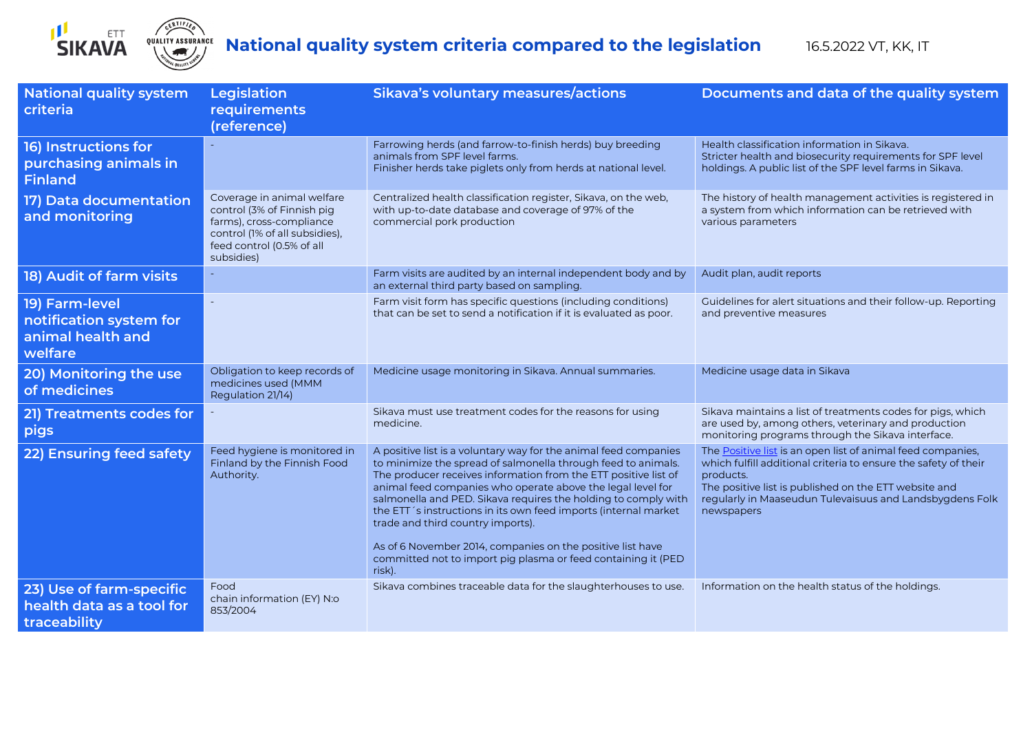# National quality system criteria compared to the legislation

16.5.2022 VT, KK, IT

| National quality system criteria | Legislation requirements (reference) | Sikava's voluntary measures/actions | Documents and data of the quality system |
|---|---|---|---|
| **16) Instructions for purchasing animals in Finland** | - | Farrowing herds (and farrow-to-finish herds) buy breeding animals from SPF level farms.<br>Finisher herds take piglets only from herds at national level. | Health classification information in Sikava.<br>Stricter health and biosecurity requirements for SPF level holdings. A public list of the SPF level farms in Sikava. |
| **17) Data documentation and monitoring** | Coverage in animal welfare control (3% of Finnish pig farms), cross-compliance control (1% of all subsidies), feed control (0.5% of all subsidies) | Centralized health classification register, Sikava, on the web, with up-to-date database and coverage of 97% of the commercial pork production | The history of health management activities is registered in a system from which information can be retrieved with various parameters |
| **18) Audit of farm visits** | - | Farm visits are audited by an internal independent body and by an external third party based on sampling. | Audit plan, audit reports |
| **19) Farm-level notification system for animal health and welfare** | - | Farm visit form has specific questions (including conditions) that can be set to send a notification if it is evaluated as poor. | Guidelines for alert situations and their follow-up. Reporting and preventive measures |
| **20) Monitoring the use of medicines** | Obligation to keep records of medicines used (MMM Regulation 21/14) | Medicine usage monitoring in Sikava. Annual summaries. | Medicine usage data in Sikava |
| **21) Treatments codes for pigs** | - | Sikava must use treatment codes for the reasons for using medicine. | Sikava maintains a list of treatments codes for pigs, which are used by, among others, veterinary and production monitoring programs through the Sikava interface. |
| **22) Ensuring feed safety** | Feed hygiene is monitored in Finland by the Finnish Food Authority. | A positive list is a voluntary way for the animal feed companies to minimize the spread of salmonella through feed to animals. The producer receives information from the ETT positive list of animal feed companies who operate above the legal level for salmonella and PED. Sikava requires the holding to comply with the ETT´s instructions in its own feed imports (internal market trade and third country imports).<br><br>As of 6 November 2014, companies on the positive list have committed not to import pig plasma or feed containing it (PED risk). | The Positive list is an open list of animal feed companies, which fulfill additional criteria to ensure the safety of their products.<br>The positive list is published on the ETT website and regularly in Maaseudun Tulevaisuus and Landsbygdens Folk newspapers |
| **23) Use of farm-specific health data as a tool for traceability** | Food chain information (EY) N:o 853/2004 | Sikava combines traceable data for the slaughterhouses to use. | Information on the health status of the holdings. |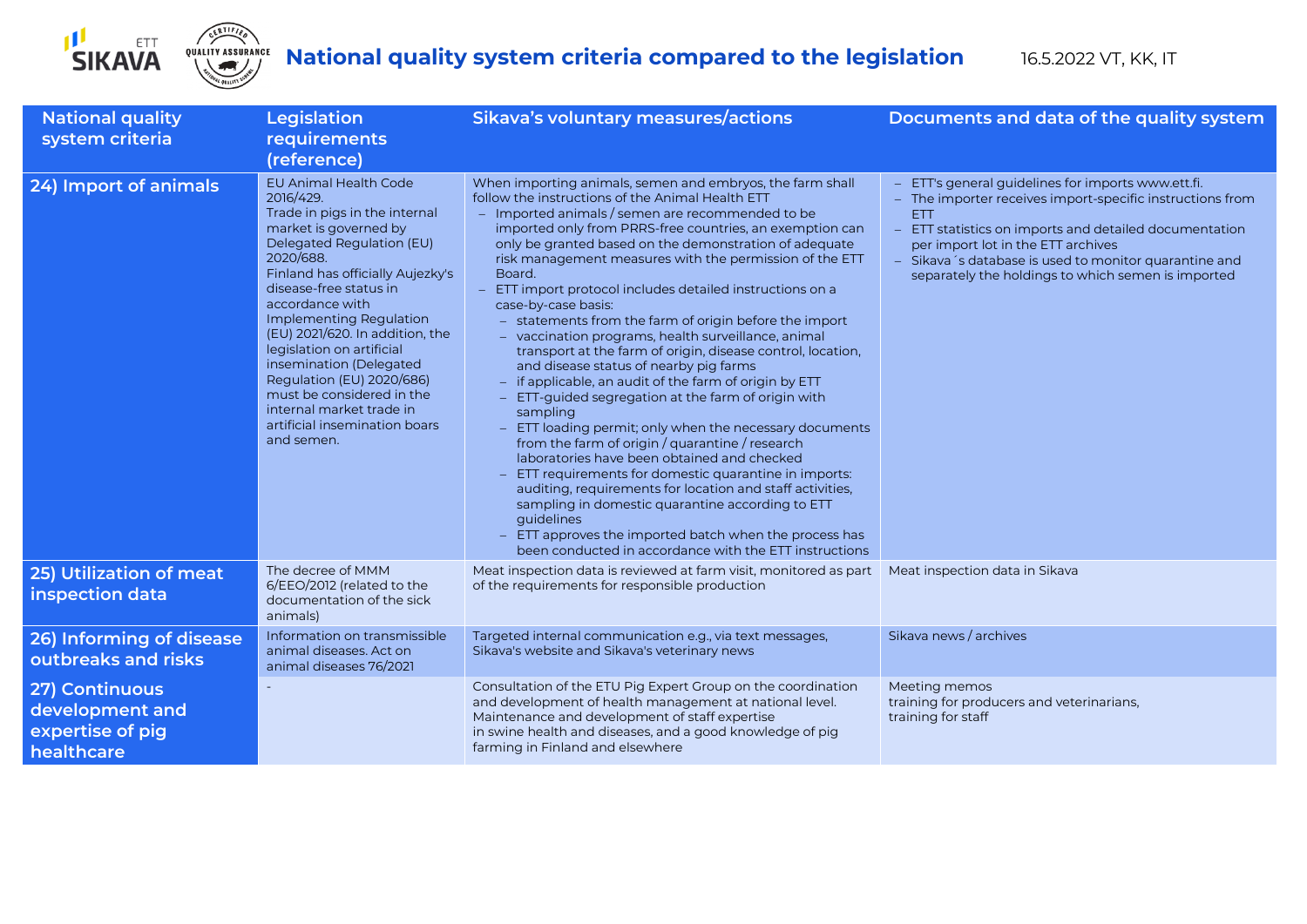# National quality system criteria compared to the legislation

16.5.2022 VT, KK, IT

| National quality system criteria | Legislation requirements (reference) | Sikava's voluntary measures/actions | Documents and data of the quality system |
|---|---|---|---|
| **24) Import of animals** | EU Animal Health Code 2016/429. Trade in pigs in the internal market is governed by Delegated Regulation (EU) 2020/688. Finland has officially Aujezky's disease-free status in accordance with Implementing Regulation (EU) 2021/620. In addition, the legislation on artificial insemination (Delegated Regulation (EU) 2020/686) must be considered in the internal market trade in artificial insemination boars and semen. | When importing animals, semen and embryos, the farm shall follow the instructions of the Animal Health ETT<br>– Imported animals / semen are recommended to be imported only from PRRS-free countries, an exemption can only be granted based on the demonstration of adequate risk management measures with the permission of the ETT Board.<br>– ETT import protocol includes detailed instructions on a case-by-case basis:<br>&nbsp;&nbsp;– statements from the farm of origin before the import<br>&nbsp;&nbsp;– vaccination programs, health surveillance, animal transport at the farm of origin, disease control, location, and disease status of nearby pig farms<br>&nbsp;&nbsp;– if applicable, an audit of the farm of origin by ETT<br>&nbsp;&nbsp;– ETT-guided segregation at the farm of origin with sampling<br>&nbsp;&nbsp;– ETT loading permit; only when the necessary documents from the farm of origin / quarantine / research laboratories have been obtained and checked<br>&nbsp;&nbsp;– ETT requirements for domestic quarantine in imports: auditing, requirements for location and staff activities, sampling in domestic quarantine according to ETT guidelines<br>&nbsp;&nbsp;– ETT approves the imported batch when the process has been conducted in accordance with the ETT instructions | – ETT's general guidelines for imports www.ett.fi.<br>– The importer receives import-specific instructions from ETT<br>– ETT statistics on imports and detailed documentation per import lot in the ETT archives<br>– Sikava´s database is used to monitor quarantine and separately the holdings to which semen is imported |
| **25) Utilization of meat inspection data** | The decree of MMM 6/EEO/2012 (related to the documentation of the sick animals) | Meat inspection data is reviewed at farm visit, monitored as part of the requirements for responsible production | Meat inspection data in Sikava |
| **26) Informing of disease outbreaks and risks** | Information on transmissible animal diseases. Act on animal diseases 76/2021 | Targeted internal communication e.g., via text messages, Sikava's website and Sikava's veterinary news | Sikava news / archives |
| **27) Continuous development and expertise of pig healthcare** | - | Consultation of the ETU Pig Expert Group on the coordination and development of health management at national level. Maintenance and development of staff expertise in swine health and diseases, and a good knowledge of pig farming in Finland and elsewhere | Meeting memos<br>training for producers and veterinarians,<br>training for staff |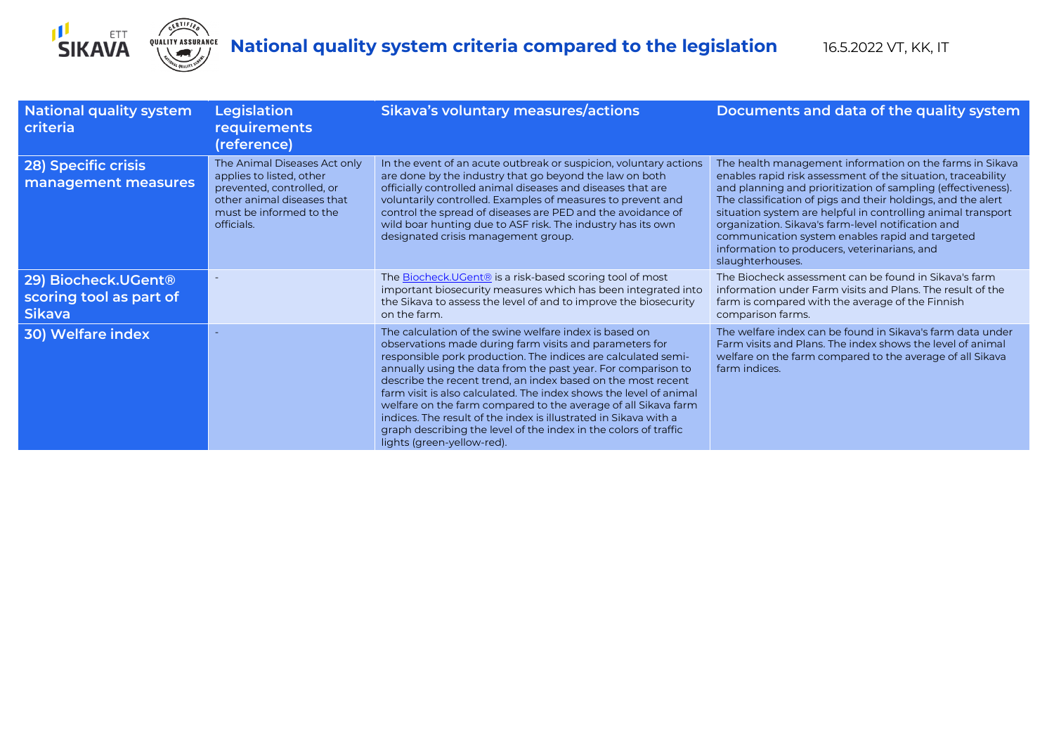# National quality system criteria compared to the legislation

16.5.2022 VT, KK, IT

| National quality system criteria | Legislation requirements (reference) | Sikava's voluntary measures/actions | Documents and data of the quality system |
|---|---|---|---|
| **28) Specific crisis management measures** | The Animal Diseases Act only applies to listed, other prevented, controlled, or other animal diseases that must be informed to the officials. | In the event of an acute outbreak or suspicion, voluntary actions are done by the industry that go beyond the law on both officially controlled animal diseases and diseases that are voluntarily controlled. Examples of measures to prevent and control the spread of diseases are PED and the avoidance of wild boar hunting due to ASF risk. The industry has its own designated crisis management group. | The health management information on the farms in Sikava enables rapid risk assessment of the situation, traceability and planning and prioritization of sampling (effectiveness). The classification of pigs and their holdings, and the alert situation system are helpful in controlling animal transport organization. Sikava's farm-level notification and communication system enables rapid and targeted information to producers, veterinarians, and slaughterhouses. |
| **29) Biocheck.UGent® scoring tool as part of Sikava** | - | The Biocheck.UGent® is a risk-based scoring tool of most important biosecurity measures which has been integrated into the Sikava to assess the level of and to improve the biosecurity on the farm. | The Biocheck assessment can be found in Sikava's farm information under Farm visits and Plans. The result of the farm is compared with the average of the Finnish comparison farms. |
| **30) Welfare index** | - | The calculation of the swine welfare index is based on observations made during farm visits and parameters for responsible pork production. The indices are calculated semi-annually using the data from the past year. For comparison to describe the recent trend, an index based on the most recent farm visit is also calculated. The index shows the level of animal welfare on the farm compared to the average of all Sikava farm indices. The result of the index is illustrated in Sikava with a graph describing the level of the index in the colors of traffic lights (green-yellow-red). | The welfare index can be found in Sikava's farm data under Farm visits and Plans. The index shows the level of animal welfare on the farm compared to the average of all Sikava farm indices. |